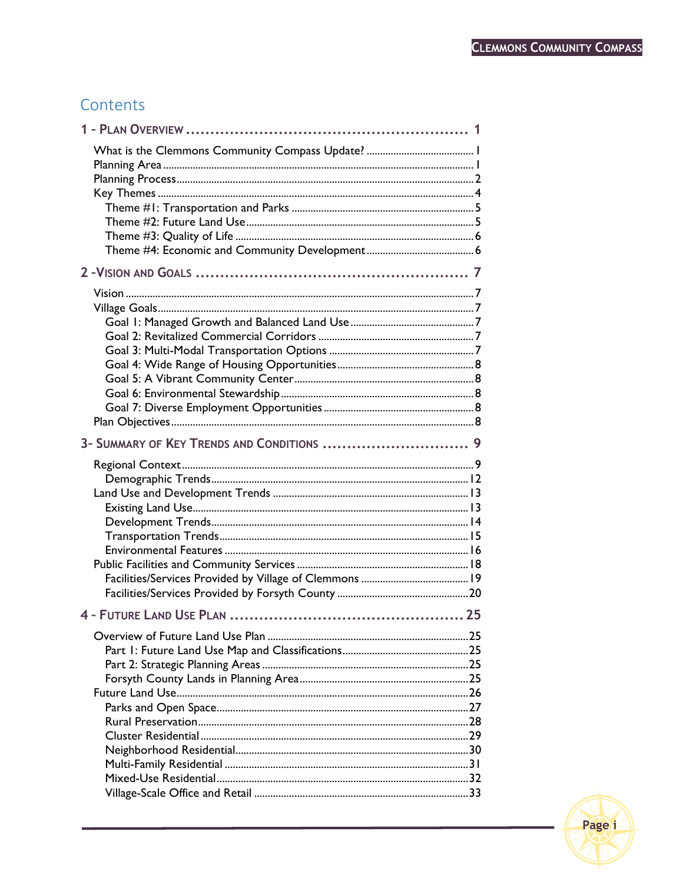# Contents

**1 - PLAN OVERVIEW ........................................................ 1**

What is the Clemmons Community Compass Update? ........................................ 1
Planning Area ........................................................................................................ 1
Planning Process .................................................................................................... 2
Key Themes ........................................................................................................... 4
- Theme #1: Transportation and Parks ................................................................... 5
- Theme #2: Future Land Use .................................................................................... 5
- Theme #3: Quality of Life ........................................................................................ 6
- Theme #4: Economic and Community Development ........................................ 6

**2 -VISION AND GOALS ...................................................... 7**

Vision ........................................................................................................................ 7
Village Goals ............................................................................................................ 7
- Goal 1: Managed Growth and Balanced Land Use .............................................. 7
- Goal 2: Revitalized Commercial Corridors ........................................................... 7
- Goal 3: Multi-Modal Transportation Options ...................................................... 7
- Goal 4: Wide Range of Housing Opportunities .................................................. 8
- Goal 5: A Vibrant Community Center ................................................................... 8
- Goal 6: Environmental Stewardship ....................................................................... 8
- Goal 7: Diverse Employment Opportunities ........................................................ 8

Plan Objectives ........................................................................................................ 8

**3- SUMMARY OF KEY TRENDS AND CONDITIONS .............................. 9**

Regional Context ....................................................................................................... 9
- Demographic Trends ............................................................................................ 12

Land Use and Development Trends ........................................................................ 13
- Existing Land Use .................................................................................................... 13
- Development Trends ............................................................................................... 14
- Transportation Trends ............................................................................................ 15
- Environmental Features .......................................................................................... 16

Public Facilities and Community Services ............................................................... 18
- Facilities/Services Provided by Village of Clemmons ........................................ 19
- Facilities/Services Provided by Forsyth County ................................................. 20

**4 - FUTURE LAND USE PLAN ............................................... 25**

Overview of Future Land Use Plan .......................................................................... 25
- Part 1: Future Land Use Map and Classifications ............................................... 25
- Part 2: Strategic Planning Areas ............................................................................ 25
- Forsyth County Lands in Planning Area ............................................................... 25

Future Land Use ........................................................................................................ 26
- Parks and Open Space ............................................................................................ 27
- Rural Preservation .................................................................................................... 28
- Cluster Residential ................................................................................................... 29
- Neighborhood Residential ...................................................................................... 30
- Multi-Family Residential .......................................................................................... 31
- Mixed-Use Residential ............................................................................................. 32
- Village-Scale Office and Retail ............................................................................... 33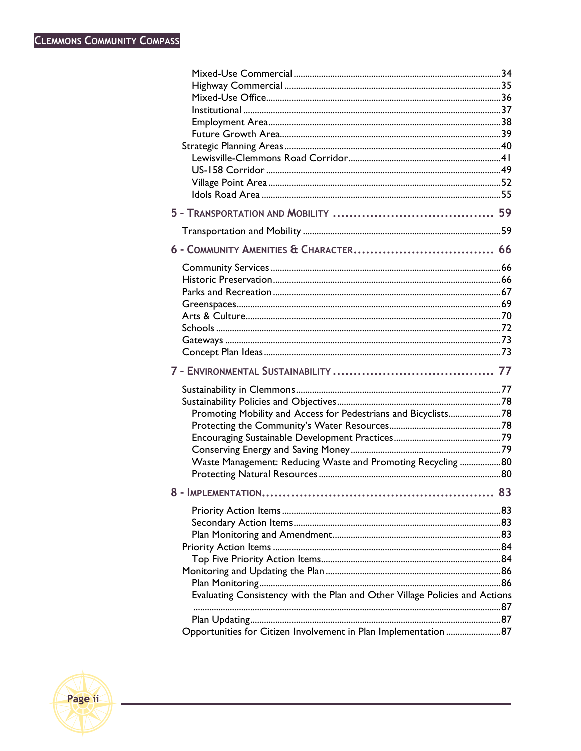Mixed-Use Commercial ........................................................................................34
Highway Commercial .........................................................................................35
Mixed-Use Office................................................................................................36
Institutional ........................................................................................................37
Employment Area................................................................................................38
Future Growth Area............................................................................................39
Strategic Planning Areas .........................................................................................40
Lewisville-Clemmons Road Corridor ...................................................................41
US-158 Corridor ..................................................................................................49
Village Point Area ................................................................................................52
Idols Road Area ...................................................................................................55

## 5 - Transportation and Mobility ...................................... 59

Transportation and Mobility ......................................................................................59

## 6 - Community Amenities & Character................................. 66

Community Services ....................................................................................................66
Historic Preservation....................................................................................................66
Parks and Recreation ...................................................................................................67
Greenspaces..................................................................................................................69
Arts & Culture..............................................................................................................70
Schools ..........................................................................................................................72
Gateways .......................................................................................................................73
Concept Plan Ideas.......................................................................................................73

## 7 - Environmental Sustainability ...................................... 77

Sustainability in Clemmons.........................................................................................77
Sustainability Policies and Objectives.......................................................................78
Promoting Mobility and Access for Pedestrians and Bicyclists......................78
Protecting the Community's Water Resources................................................78
Encouraging Sustainable Development Practices..............................................79
Conserving Energy and Saving Money.................................................................79
Waste Management: Reducing Waste and Promoting Recycling .................80
Protecting Natural Resources...............................................................................80

## 8 - Implementation...................................................... 83

Priority Action Items...............................................................................................83
Secondary Action Items..........................................................................................83
Plan Monitoring and Amendment.........................................................................83
Priority Action Items ...................................................................................................84
Top Five Priority Action Items..............................................................................84
Monitoring and Updating the Plan ............................................................................86
Plan Monitoring.........................................................................................................86
Evaluating Consistency with the Plan and Other Village Policies and Actions ....................................................................................................................................87
Plan Updating.............................................................................................................87
Opportunities for Citizen Involvement in Plan Implementation .......................87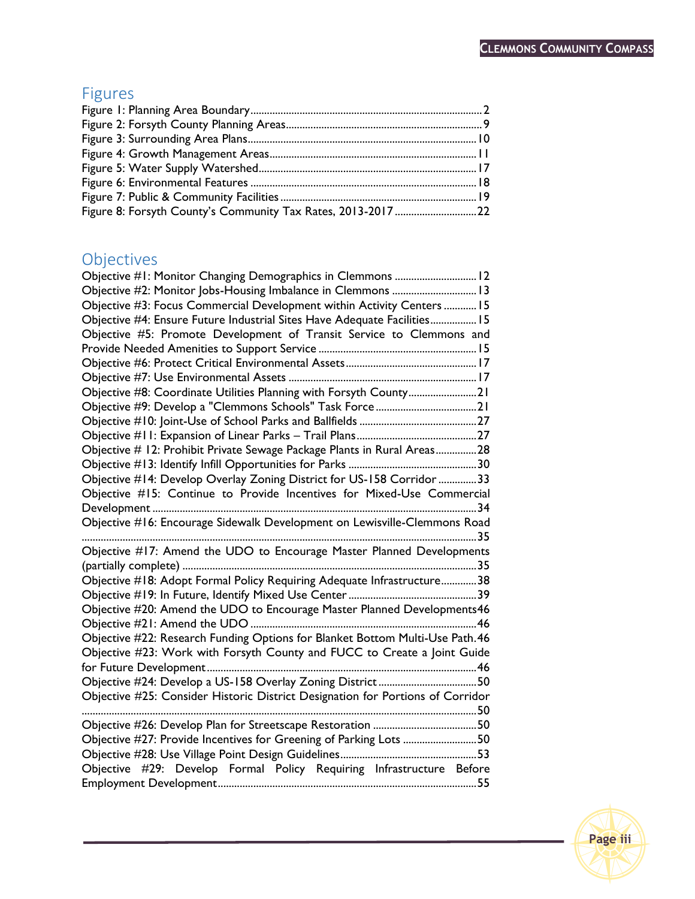## Figures

Figure 1: Planning Area Boundary.................................................................................2
Figure 2: Forsyth County Planning Areas.....................................................................9
Figure 3: Surrounding Area Plans...............................................................................10
Figure 4: Growth Management Areas.........................................................................11
Figure 5: Water Supply Watershed..............................................................................17
Figure 6: Environmental Features ...............................................................................18
Figure 7: Public & Community Facilities ....................................................................19
Figure 8: Forsyth County's Community Tax Rates, 2013-2017 ..................................22

## Objectives

Objective #1: Monitor Changing Demographics in Clemmons ..................................12
Objective #2: Monitor Jobs-Housing Imbalance in Clemmons ..................................13
Objective #3: Focus Commercial Development within Activity Centers ..................15
Objective #4: Ensure Future Industrial Sites Have Adequate Facilities....................15
Objective #5: Promote Development of Transit Service to Clemmons and Provide Needed Amenities to Support Service ..................................................................15
Objective #6: Protect Critical Environmental Assets...................................................17
Objective #7: Use Environmental Assets ....................................................................17
Objective #8: Coordinate Utilities Planning with Forsyth County...............................21
Objective #9: Develop a "Clemmons Schools" Task Force .........................................21
Objective #10: Joint-Use of School Parks and Ballfields ............................................27
Objective #11: Expansion of Linear Parks – Trail Plans...............................................27
Objective # 12: Prohibit Private Sewage Package Plants in Rural Areas....................28
Objective #13: Identify Infill Opportunities for Parks ..................................................30
Objective #14: Develop Overlay Zoning District for US-158 Corridor ........................33
Objective #15: Continue to Provide Incentives for Mixed-Use Commercial Development ............................................................................................................34
Objective #16: Encourage Sidewalk Development on Lewisville-Clemmons Road ..............................................................................................................................35
Objective #17: Amend the UDO to Encourage Master Planned Developments (partially complete) ..................................................................................................35
Objective #18: Adopt Formal Policy Requiring Adequate Infrastructure...................38
Objective #19: In Future, Identify Mixed Use Center ..................................................39
Objective #20: Amend the UDO to Encourage Master Planned Developments46
Objective #21: Amend the UDO .................................................................................46
Objective #22: Research Funding Options for Blanket Bottom Multi-Use Path.46
Objective #23: Work with Forsyth County and FUCC to Create a Joint Guide for Future Development................................................................................................46
Objective #24: Develop a US-158 Overlay Zoning District ........................................50
Objective #25: Consider Historic District Designation for Portions of Corridor ..............................................................................................................................50
Objective #26: Develop Plan for Streetscape Restoration .........................................50
Objective #27: Provide Incentives for Greening of Parking Lots ...............................50
Objective #28: Use Village Point Design Guidelines...................................................53
Objective #29: Develop Formal Policy Requiring Infrastructure Before Employment Development............................................................................................55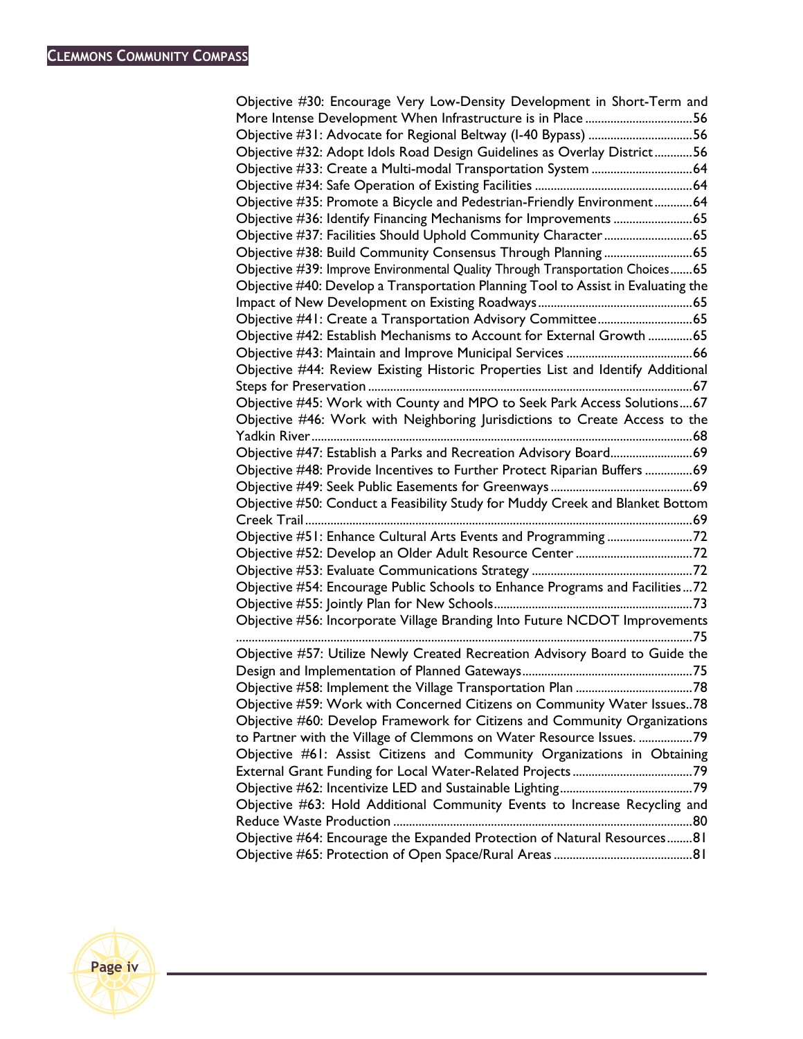Objective #30: Encourage Very Low-Density Development in Short-Term and More Intense Development When Infrastructure is in Place .....56
Objective #31: Advocate for Regional Beltway (I-40 Bypass) .....56
Objective #32: Adopt Idols Road Design Guidelines as Overlay District .....56
Objective #33: Create a Multi-modal Transportation System .....64
Objective #34: Safe Operation of Existing Facilities .....64
Objective #35: Promote a Bicycle and Pedestrian-Friendly Environment .....64
Objective #36: Identify Financing Mechanisms for Improvements .....65
Objective #37: Facilities Should Uphold Community Character .....65
Objective #38: Build Community Consensus Through Planning .....65
Objective #39: Improve Environmental Quality Through Transportation Choices .....65
Objective #40: Develop a Transportation Planning Tool to Assist in Evaluating the Impact of New Development on Existing Roadways .....65
Objective #41: Create a Transportation Advisory Committee .....65
Objective #42: Establish Mechanisms to Account for External Growth .....65
Objective #43: Maintain and Improve Municipal Services .....66
Objective #44: Review Existing Historic Properties List and Identify Additional Steps for Preservation .....67
Objective #45: Work with County and MPO to Seek Park Access Solutions .....67
Objective #46: Work with Neighboring Jurisdictions to Create Access to the Yadkin River .....68
Objective #47: Establish a Parks and Recreation Advisory Board .....69
Objective #48: Provide Incentives to Further Protect Riparian Buffers .....69
Objective #49: Seek Public Easements for Greenways .....69
Objective #50: Conduct a Feasibility Study for Muddy Creek and Blanket Bottom Creek Trail .....69
Objective #51: Enhance Cultural Arts Events and Programming .....72
Objective #52: Develop an Older Adult Resource Center .....72
Objective #53: Evaluate Communications Strategy .....72
Objective #54: Encourage Public Schools to Enhance Programs and Facilities .....72
Objective #55: Jointly Plan for New Schools .....73
Objective #56: Incorporate Village Branding Into Future NCDOT Improvements .....75
Objective #57: Utilize Newly Created Recreation Advisory Board to Guide the Design and Implementation of Planned Gateways .....75
Objective #58: Implement the Village Transportation Plan .....78
Objective #59: Work with Concerned Citizens on Community Water Issues .....78
Objective #60: Develop Framework for Citizens and Community Organizations to Partner with the Village of Clemmons on Water Resource Issues. .....79
Objective #61: Assist Citizens and Community Organizations in Obtaining External Grant Funding for Local Water-Related Projects .....79
Objective #62: Incentivize LED and Sustainable Lighting .....79
Objective #63: Hold Additional Community Events to Increase Recycling and Reduce Waste Production .....80
Objective #64: Encourage the Expanded Protection of Natural Resources .....81
Objective #65: Protection of Open Space/Rural Areas .....81